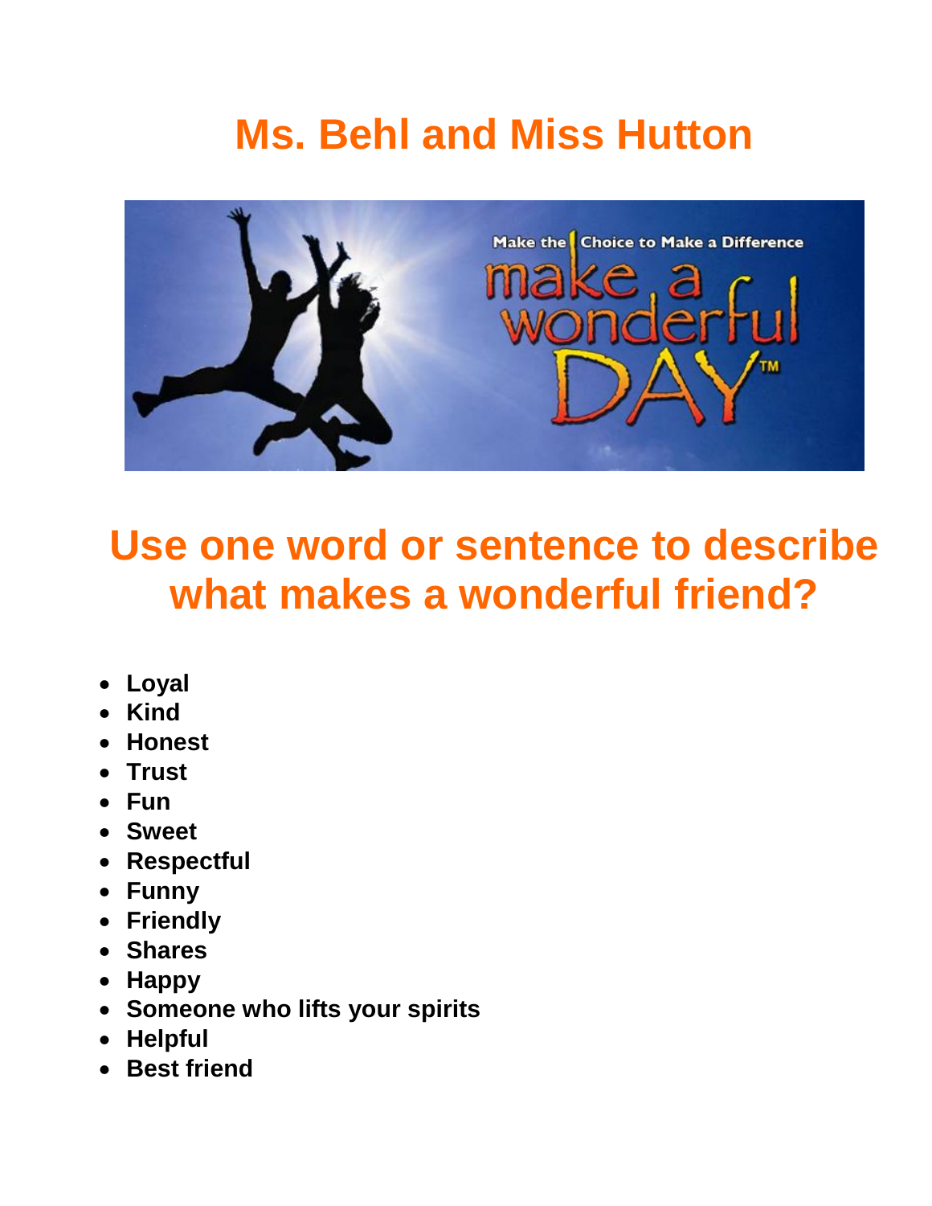# Ms. Behl and Miss Hutton

## Use one word or sentence to describe what makes a wonderful friend?

- **Loyal**
- **Kind**
- **Honest**
- **Trust**
- **Fun**
- **Sweet**
- **Respectful**
- **Funny**
- **Friendly**
- **Shares**
- **Happy**
- **Someone who lifts your spirits**
- **Helpful**
- **Best friend**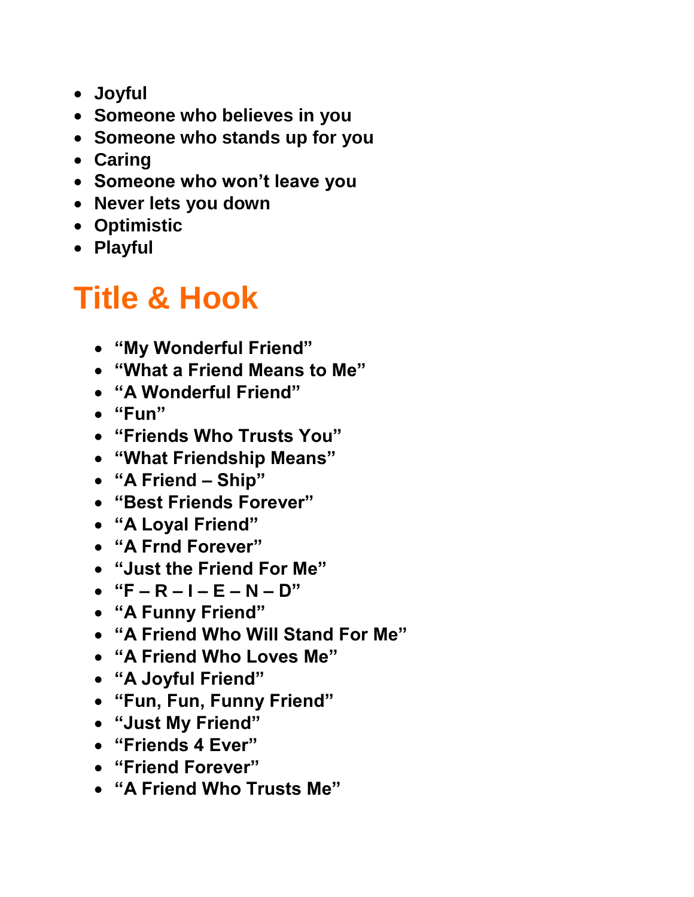- **Joyful**
- **Someone who believes in you**
- **Someone who stands up for you**
- **Caring**
- **Someone who won't leave you**
- **Never lets you down**
- **Optimistic**
- **Playful**

# Title & Hook

- **"My Wonderful Friend"**
- **"What a Friend Means to Me"**
- **"A Wonderful Friend"**
- **"Fun"**
- **"Friends Who Trusts You"**
- **"What Friendship Means"**
- **"A Friend – Ship"**
- **"Best Friends Forever"**
- **"A Loyal Friend"**
- **"A Frnd Forever"**
- **"Just the Friend For Me"**
- **"F – R – I – E – N – D"**
- **"A Funny Friend"**
- **"A Friend Who Will Stand For Me"**
- **"A Friend Who Loves Me"**
- **"A Joyful Friend"**
- **"Fun, Fun, Funny Friend"**
- **"Just My Friend"**
- **"Friends 4 Ever"**
- **"Friend Forever"**
- **"A Friend Who Trusts Me"**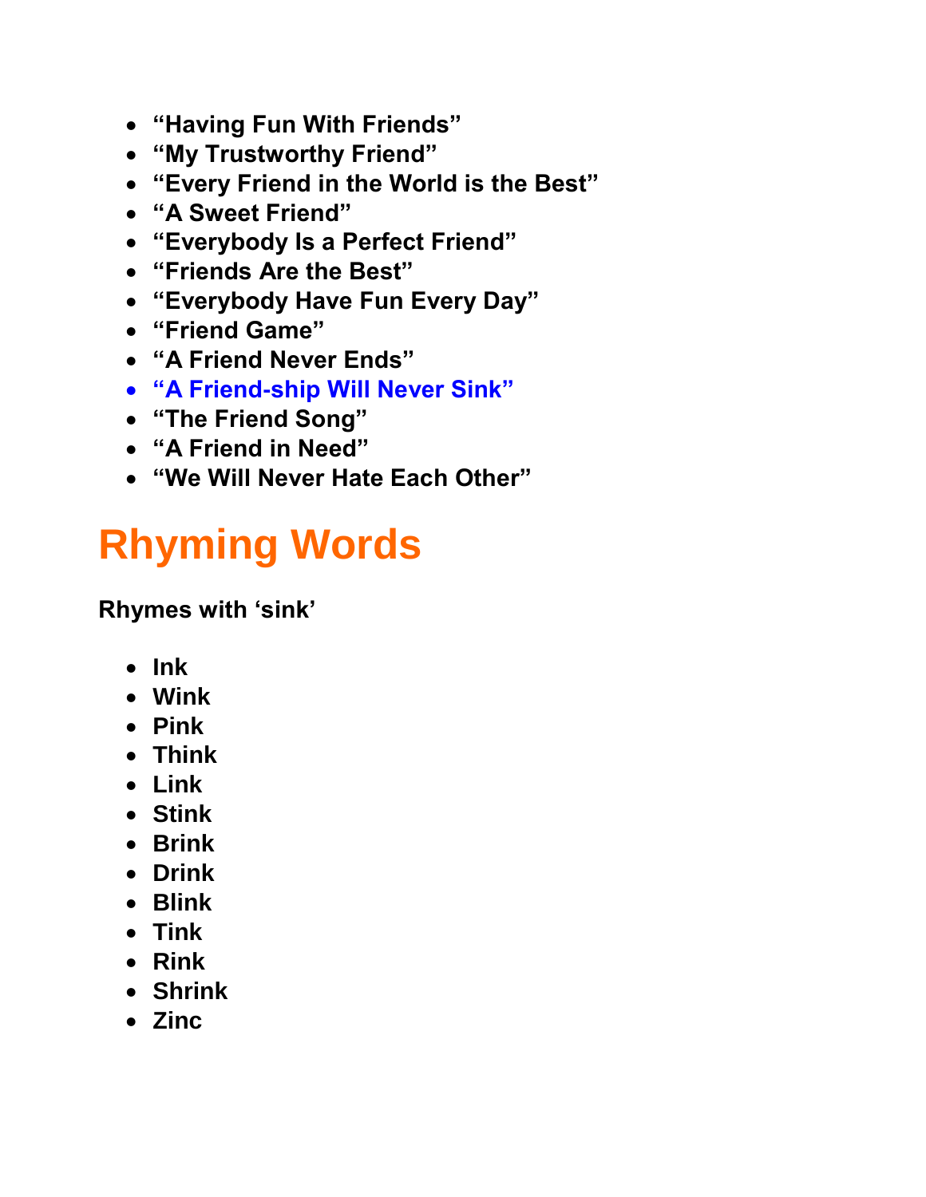- **“Having Fun With Friends”**
- **“My Trustworthy Friend”**
- **“Every Friend in the World is the Best”**
- **“A Sweet Friend”**
- **“Everybody Is a Perfect Friend”**
- **“Friends Are the Best”**
- **“Everybody Have Fun Every Day”**
- **“Friend Game”**
- **“A Friend Never Ends”**
- **“A Friend-ship Will Never Sink”**
- **“The Friend Song”**
- **“A Friend in Need”**
- **“We Will Never Hate Each Other”**

# Rhyming Words

**Rhymes with ‘sink’**

- **Ink**
- **Wink**
- **Pink**
- **Think**
- **Link**
- **Stink**
- **Brink**
- **Drink**
- **Blink**
- **Tink**
- **Rink**
- **Shrink**
- **Zinc**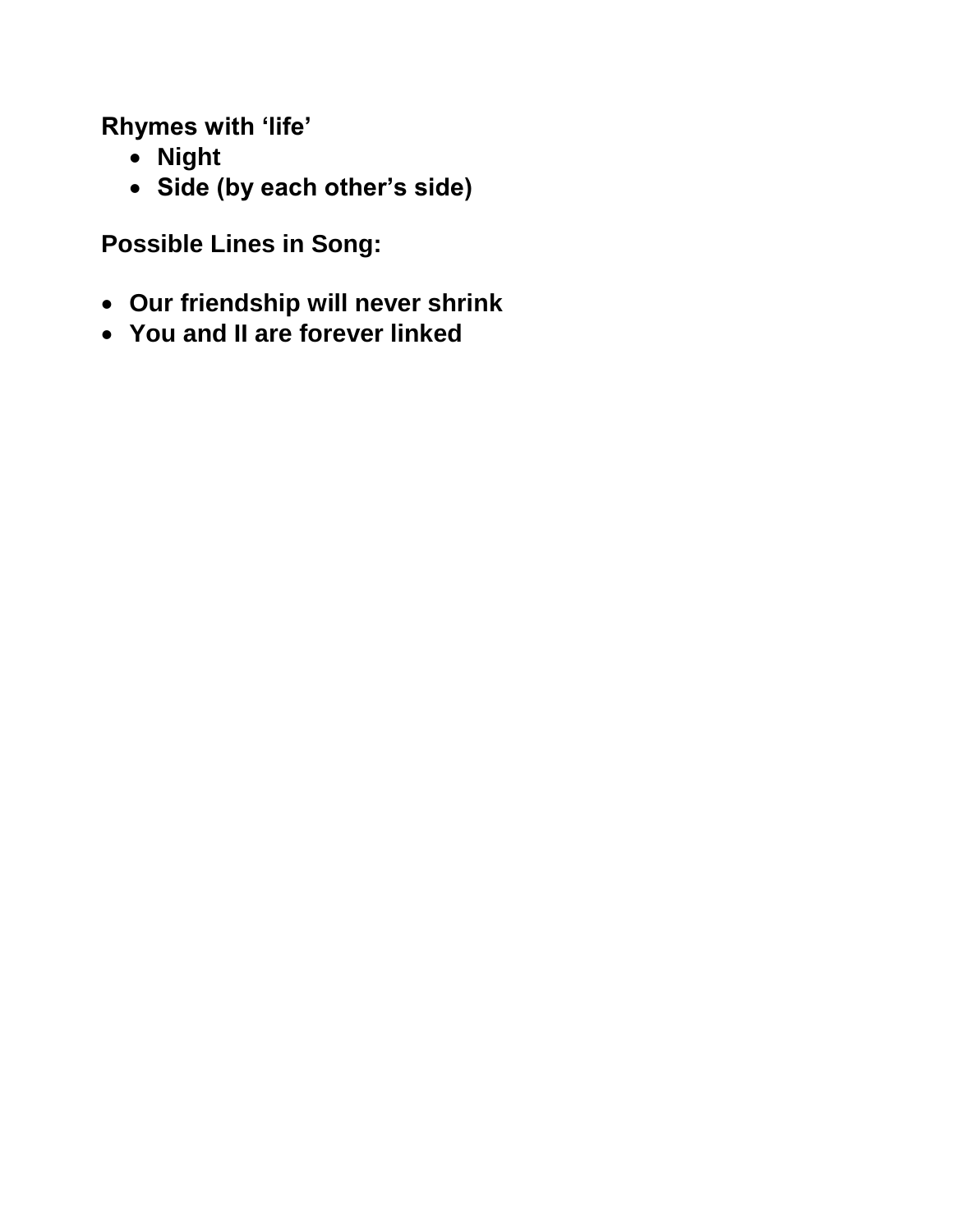**Rhymes with 'life'**

- **Night**
- **Side (by each other's side)**

**Possible Lines in Song:**

- **Our friendship will never shrink**
- **You and II are forever linked**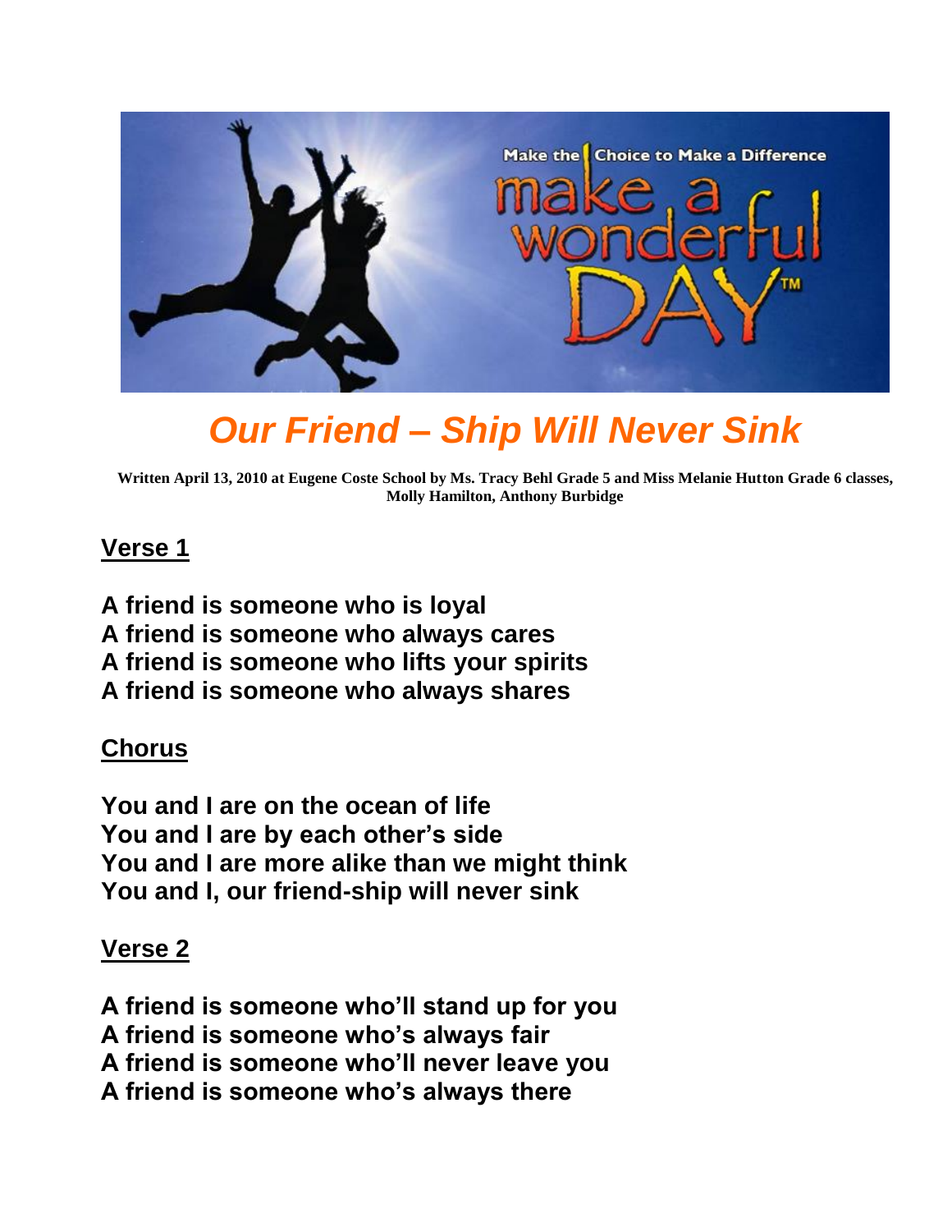# *Our Friend – Ship Will Never Sink*

**Written April 13, 2010 at Eugene Coste School by Ms. Tracy Behl Grade 5 and Miss Melanie Hutton Grade 6 classes, Molly Hamilton, Anthony Burbidge**

## Verse 1

**A friend is someone who is loyal**
**A friend is someone who always cares**
**A friend is someone who lifts your spirits**
**A friend is someone who always shares**

## Chorus

**You and I are on the ocean of life**
**You and I are by each other's side**
**You and I are more alike than we might think**
**You and I, our friend-ship will never sink**

## Verse 2

**A friend is someone who'll stand up for you**
**A friend is someone who's always fair**
**A friend is someone who'll never leave you**
**A friend is someone who's always there**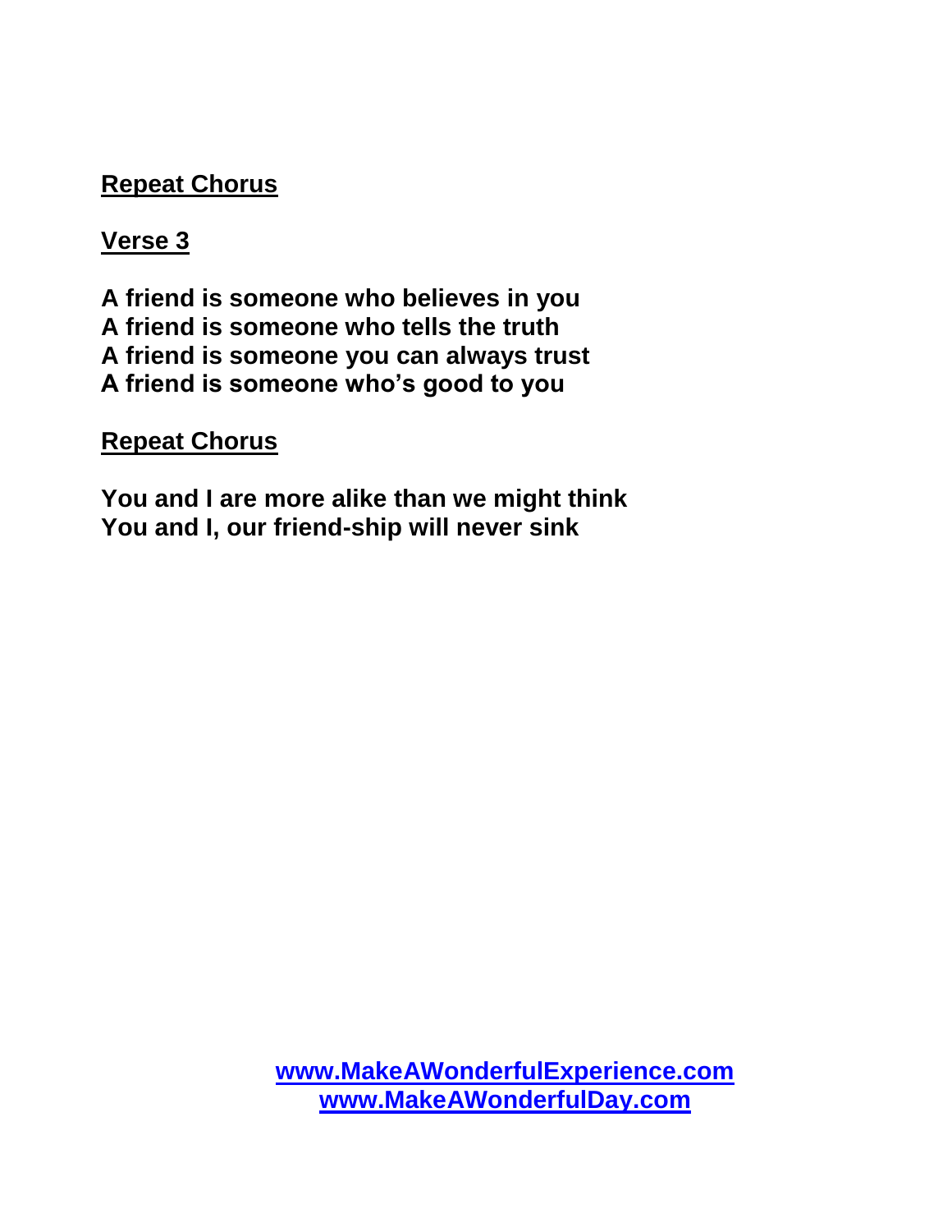**Repeat Chorus**

**Verse 3**

**A friend is someone who believes in you**
**A friend is someone who tells the truth**
**A friend is someone you can always trust**
**A friend is someone who's good to you**

**Repeat Chorus**

**You and I are more alike than we might think**
**You and I, our friend-ship will never sink**

**www.MakeAWonderfulExperience.com**
**www.MakeAWonderfulDay.com**